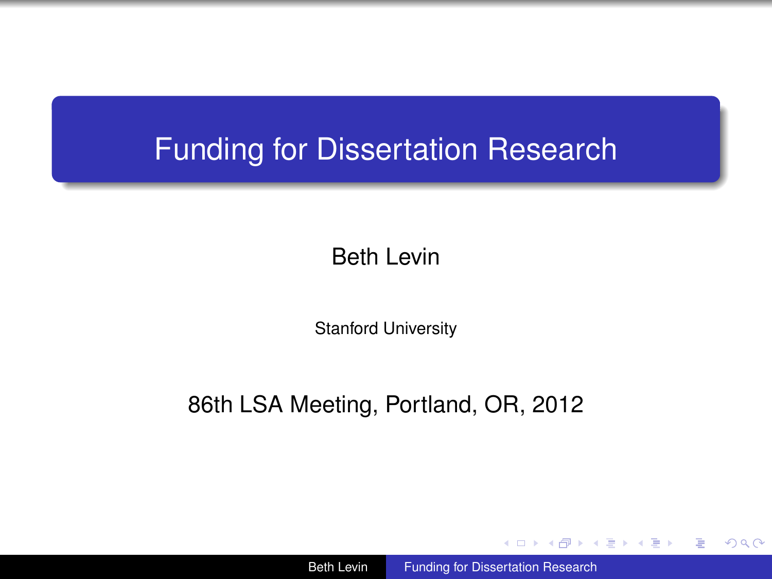# Funding for Dissertation Research

Beth Levin

Stanford University

86th LSA Meeting, Portland, OR, 2012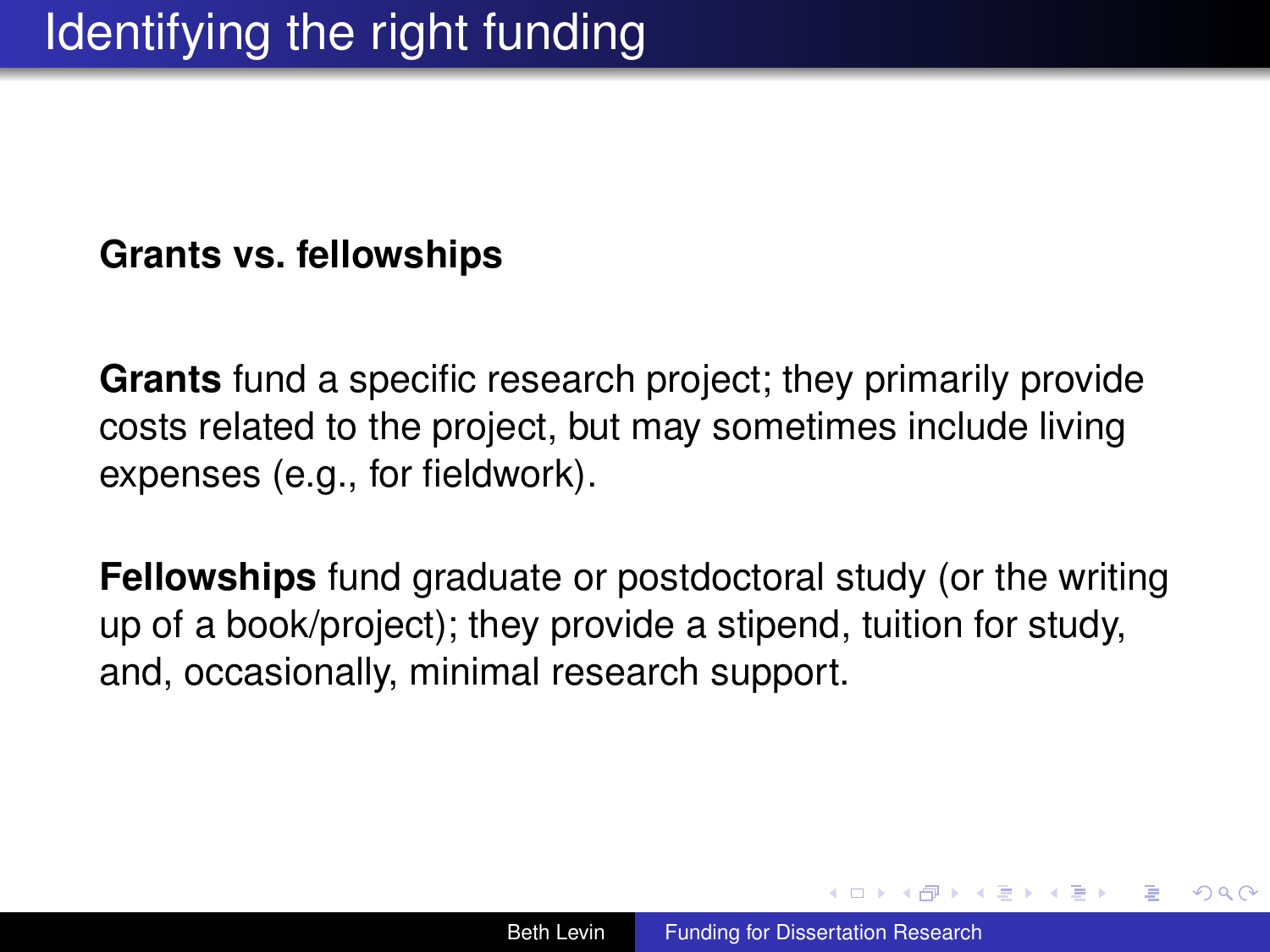# Identifying the right funding

**Grants vs. fellowships**

**Grants** fund a specific research project; they primarily provide costs related to the project, but may sometimes include living expenses (e.g., for fieldwork).

**Fellowships** fund graduate or postdoctoral study (or the writing up of a book/project); they provide a stipend, tuition for study, and, occasionally, minimal research support.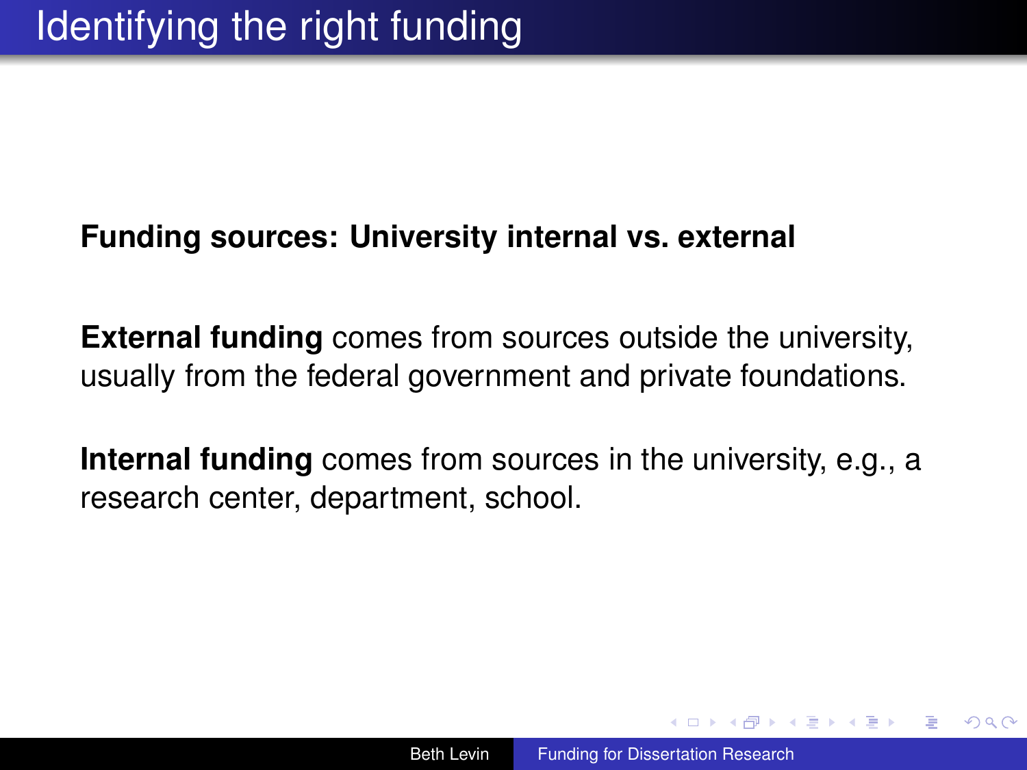# Identifying the right funding

**Funding sources: University internal vs. external**

**External funding** comes from sources outside the university, usually from the federal government and private foundations.

**Internal funding** comes from sources in the university, e.g., a research center, department, school.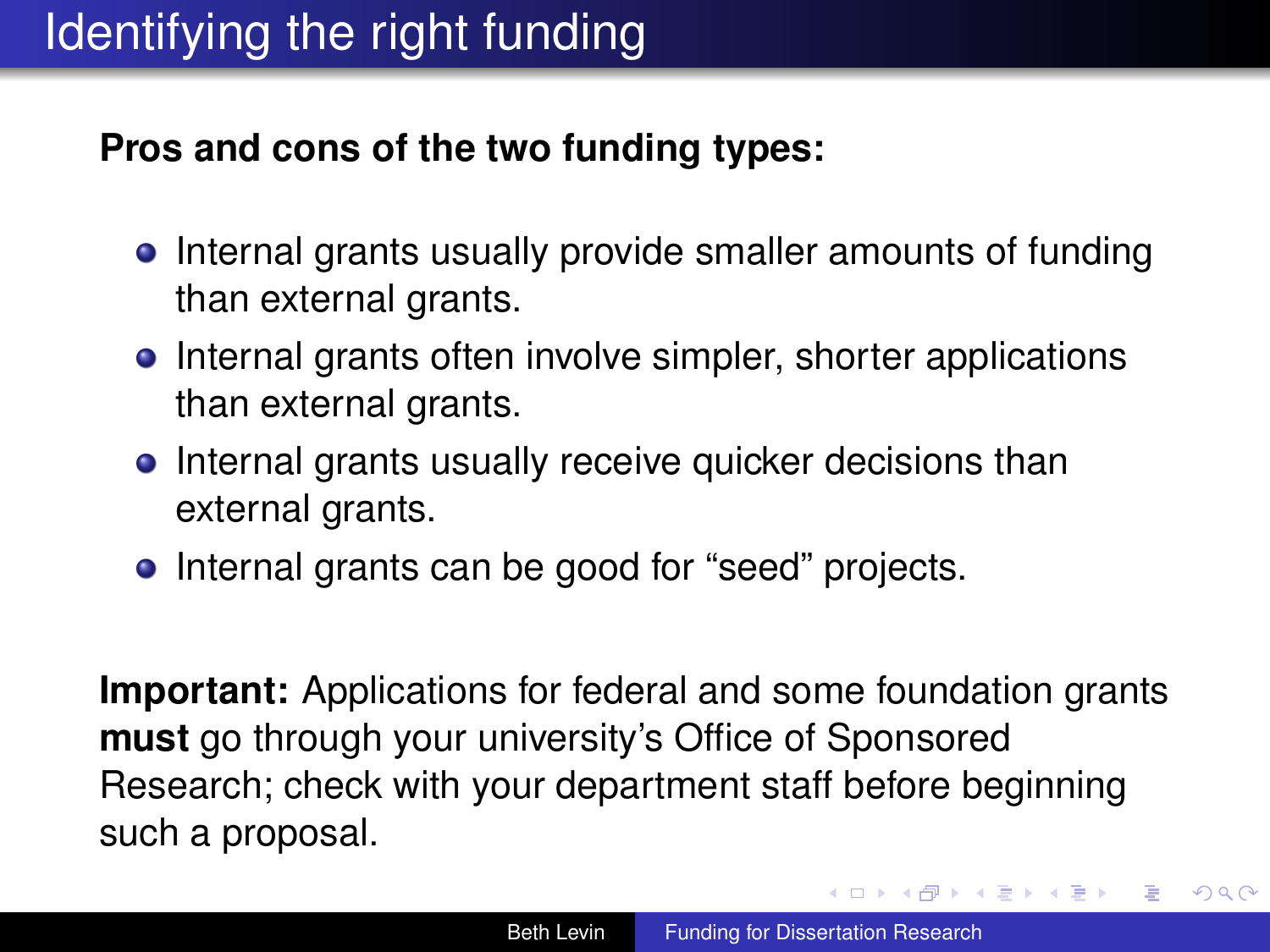# Identifying the right funding

**Pros and cons of the two funding types:**

- Internal grants usually provide smaller amounts of funding than external grants.
- Internal grants often involve simpler, shorter applications than external grants.
- Internal grants usually receive quicker decisions than external grants.
- Internal grants can be good for "seed" projects.

**Important:** Applications for federal and some foundation grants **must** go through your university's Office of Sponsored Research; check with your department staff before beginning such a proposal.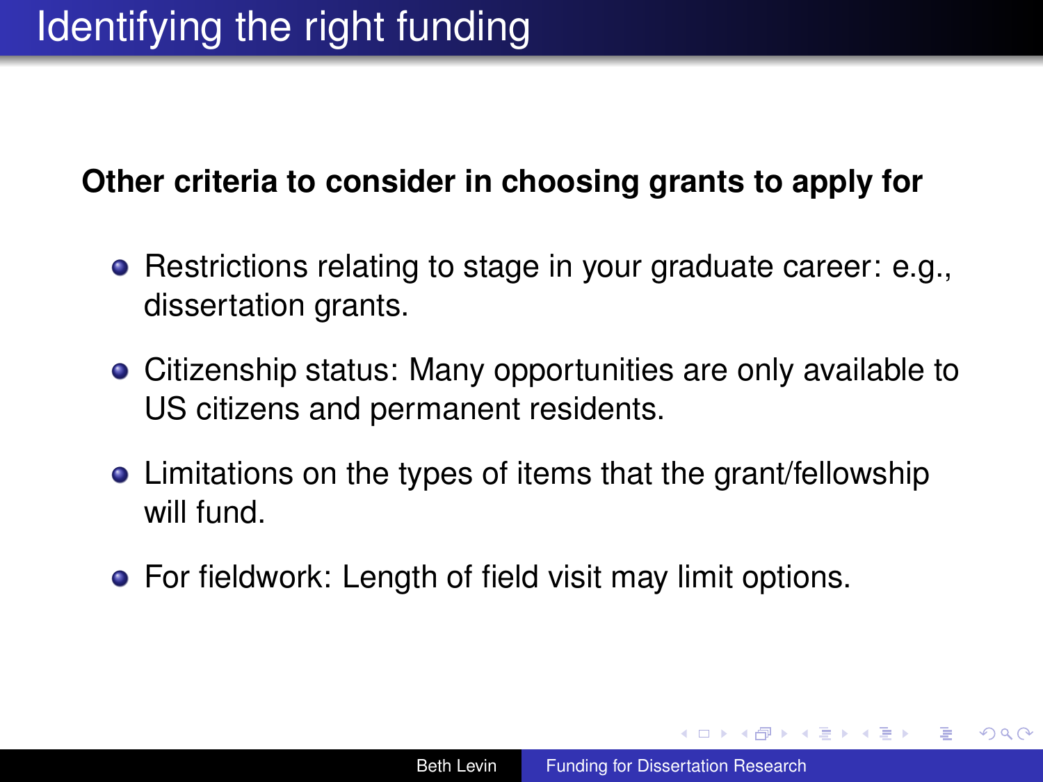# Identifying the right funding

**Other criteria to consider in choosing grants to apply for**

- Restrictions relating to stage in your graduate career: e.g., dissertation grants.
- Citizenship status: Many opportunities are only available to US citizens and permanent residents.
- Limitations on the types of items that the grant/fellowship will fund.
- For fieldwork: Length of field visit may limit options.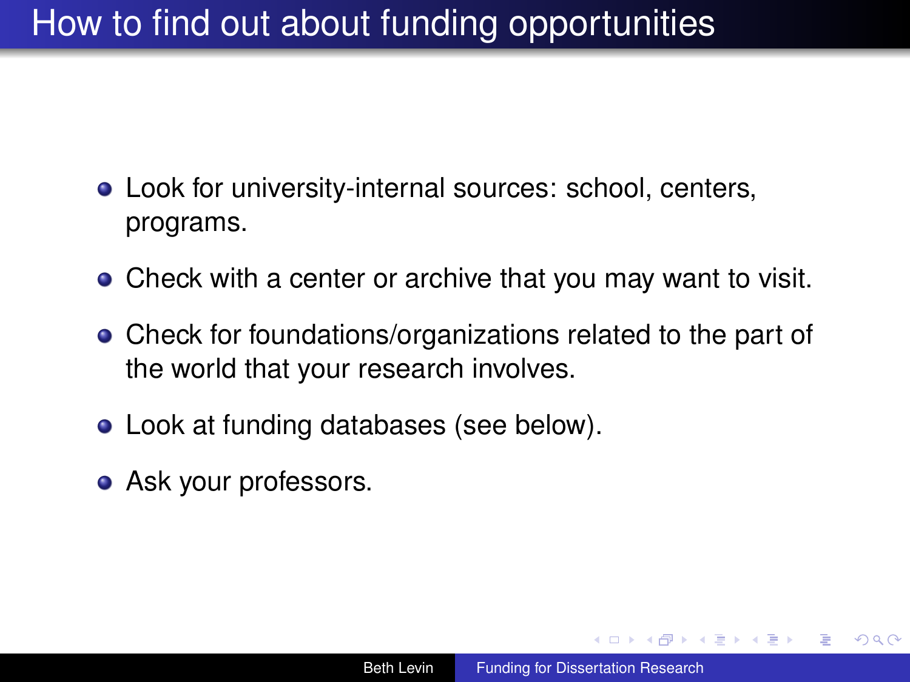# How to find out about funding opportunities

- Look for university-internal sources: school, centers, programs.
- Check with a center or archive that you may want to visit.
- Check for foundations/organizations related to the part of the world that your research involves.
- Look at funding databases (see below).
- Ask your professors.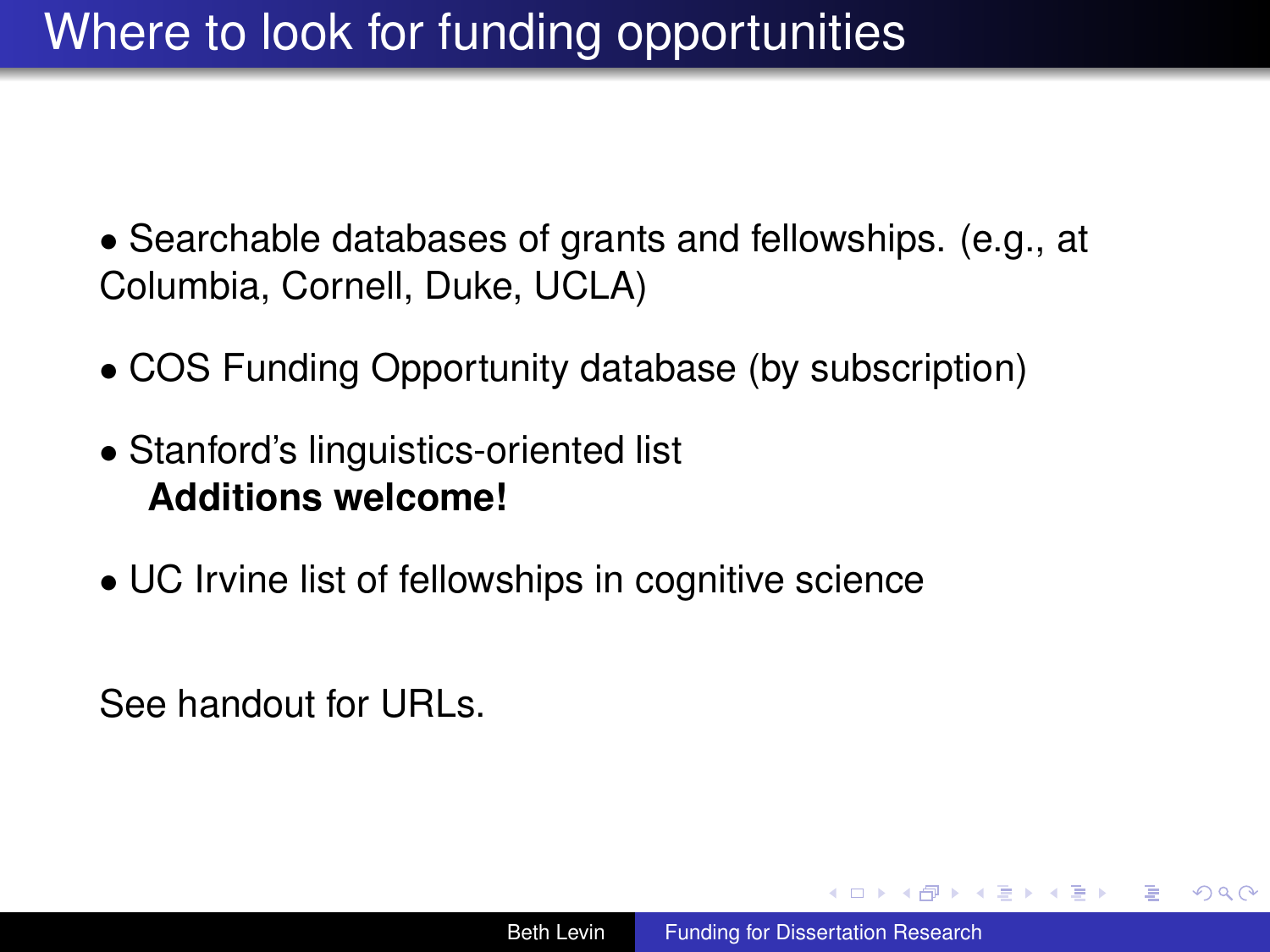# Where to look for funding opportunities

- Searchable databases of grants and fellowships. (e.g., at Columbia, Cornell, Duke, UCLA)
- COS Funding Opportunity database (by subscription)
- Stanford's linguistics-oriented list
  **Additions welcome!**
- UC Irvine list of fellowships in cognitive science

See handout for URLs.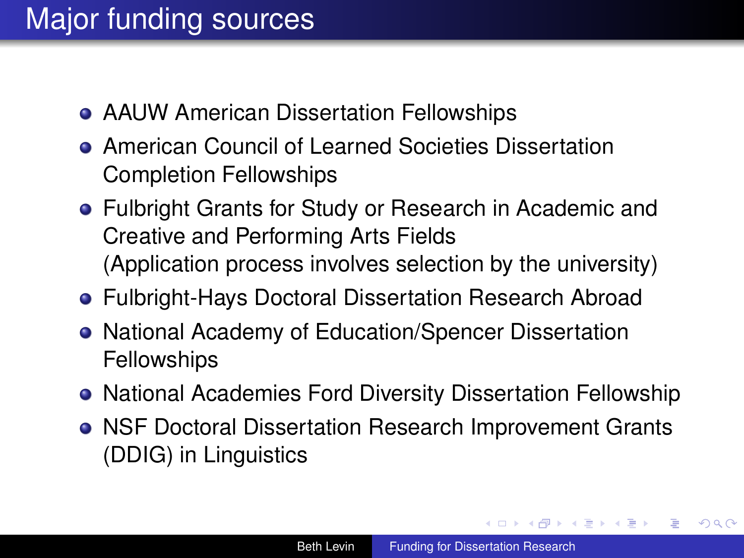# Major funding sources

- AAUW American Dissertation Fellowships
- American Council of Learned Societies Dissertation Completion Fellowships
- Fulbright Grants for Study or Research in Academic and Creative and Performing Arts Fields
  (Application process involves selection by the university)
- Fulbright-Hays Doctoral Dissertation Research Abroad
- National Academy of Education/Spencer Dissertation Fellowships
- National Academies Ford Diversity Dissertation Fellowship
- NSF Doctoral Dissertation Research Improvement Grants (DDIG) in Linguistics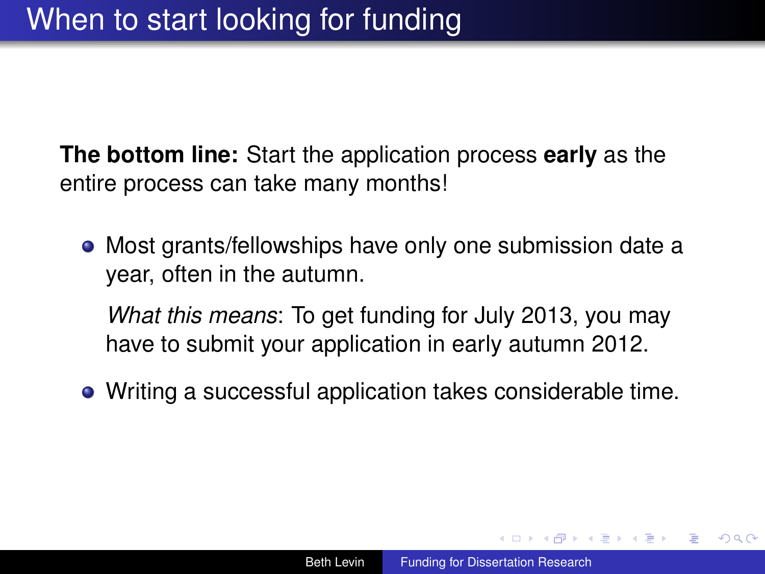# When to start looking for funding

**The bottom line:** Start the application process **early** as the entire process can take many months!

- Most grants/fellowships have only one submission date a year, often in the autumn.

  *What this means*: To get funding for July 2013, you may have to submit your application in early autumn 2012.

- Writing a successful application takes considerable time.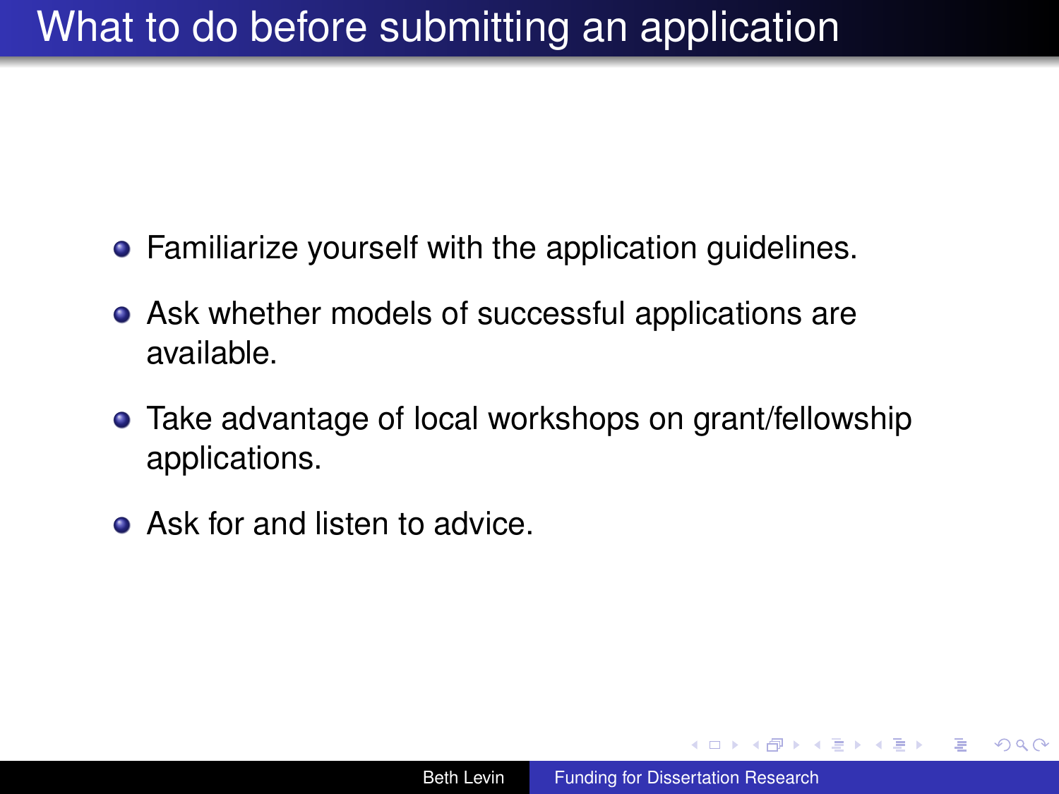# What to do before submitting an application

- Familiarize yourself with the application guidelines.
- Ask whether models of successful applications are available.
- Take advantage of local workshops on grant/fellowship applications.
- Ask for and listen to advice.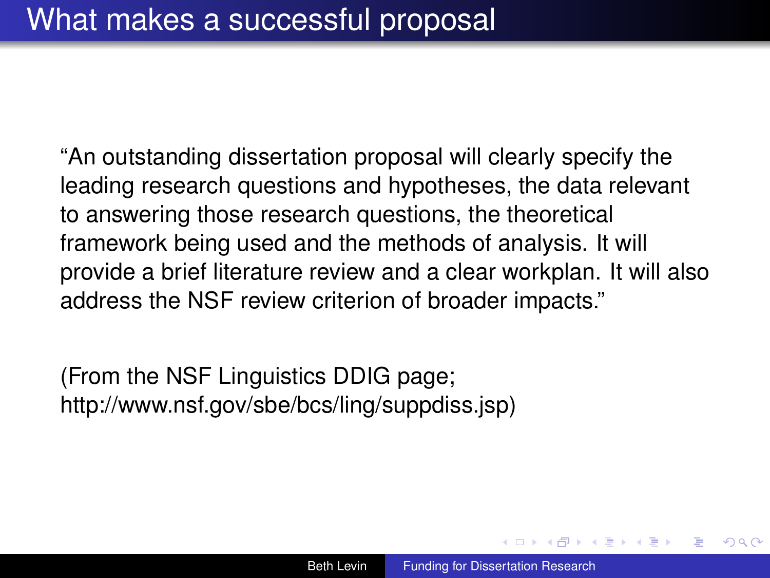# What makes a successful proposal

"An outstanding dissertation proposal will clearly specify the leading research questions and hypotheses, the data relevant to answering those research questions, the theoretical framework being used and the methods of analysis. It will provide a brief literature review and a clear workplan. It will also address the NSF review criterion of broader impacts."

(From the NSF Linguistics DDIG page; http://www.nsf.gov/sbe/bcs/ling/suppdiss.jsp)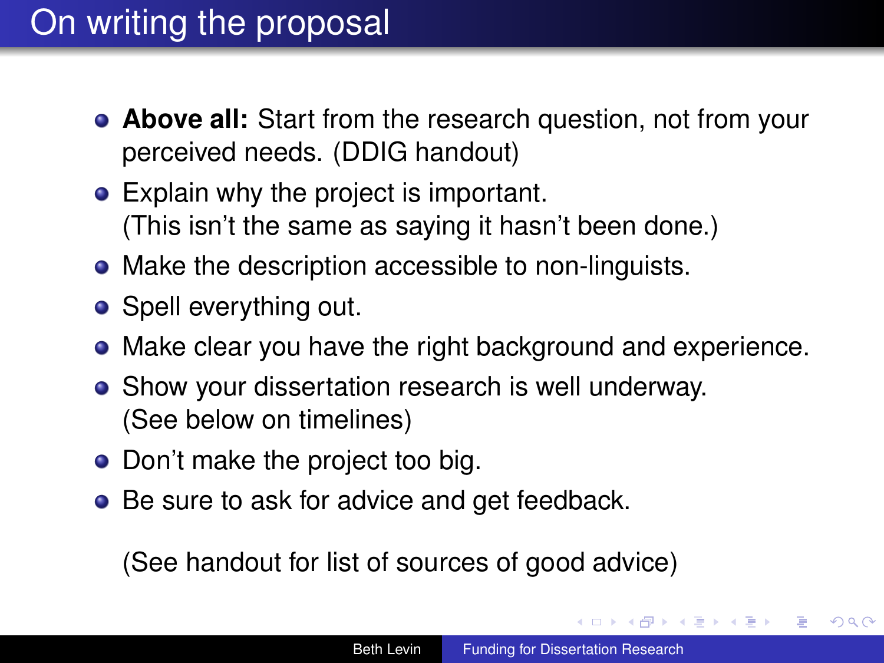# On writing the proposal

- **Above all:** Start from the research question, not from your perceived needs. (DDIG handout)
- Explain why the project is important.
  (This isn't the same as saying it hasn't been done.)
- Make the description accessible to non-linguists.
- Spell everything out.
- Make clear you have the right background and experience.
- Show your dissertation research is well underway.
  (See below on timelines)
- Don't make the project too big.
- Be sure to ask for advice and get feedback.

  (See handout for list of sources of good advice)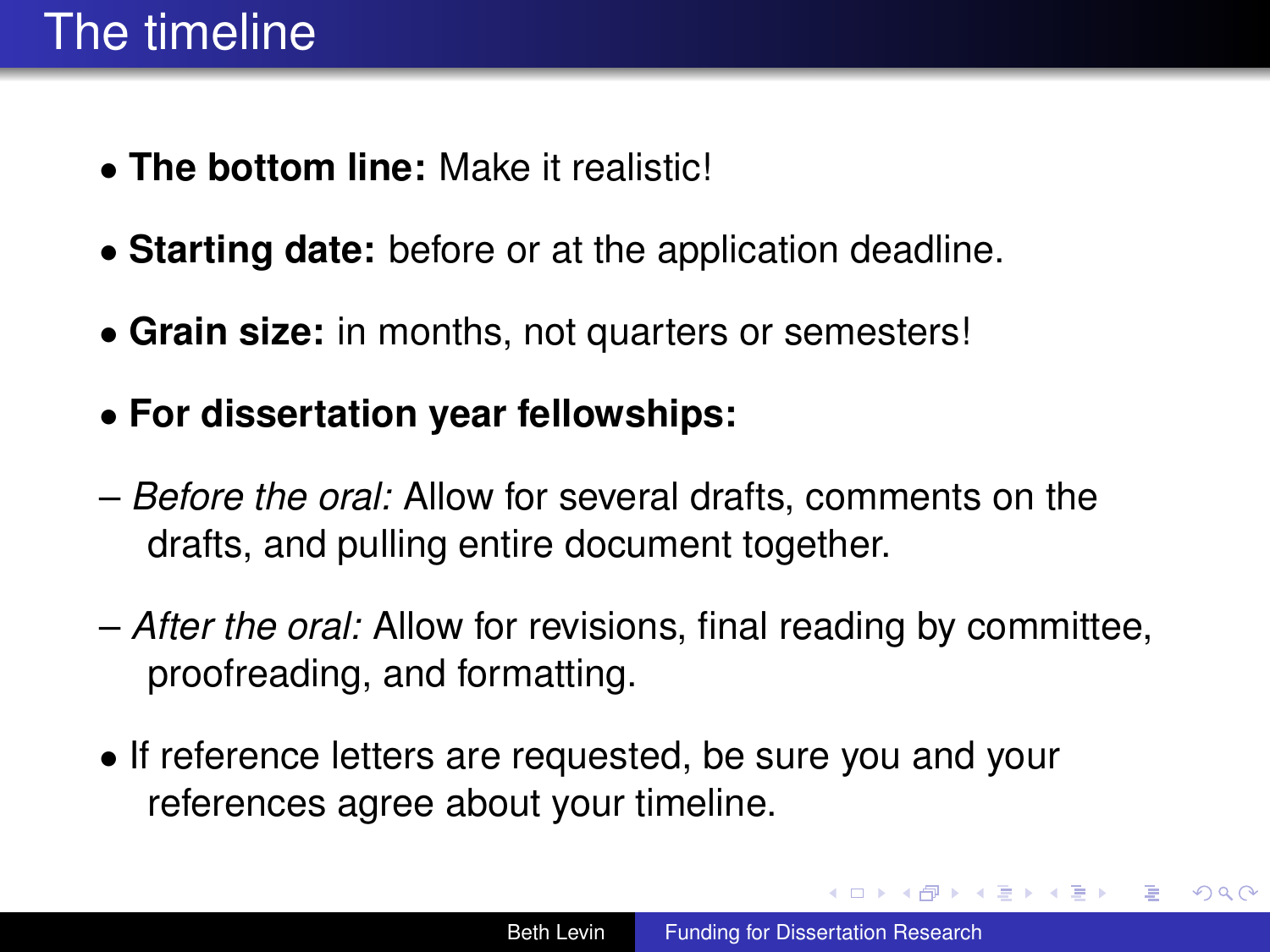# The timeline

- **The bottom line:** Make it realistic!
- **Starting date:** before or at the application deadline.
- **Grain size:** in months, not quarters or semesters!
- **For dissertation year fellowships:**
  - *Before the oral:* Allow for several drafts, comments on the drafts, and pulling entire document together.
  - *After the oral:* Allow for revisions, final reading by committee, proofreading, and formatting.
- If reference letters are requested, be sure you and your references agree about your timeline.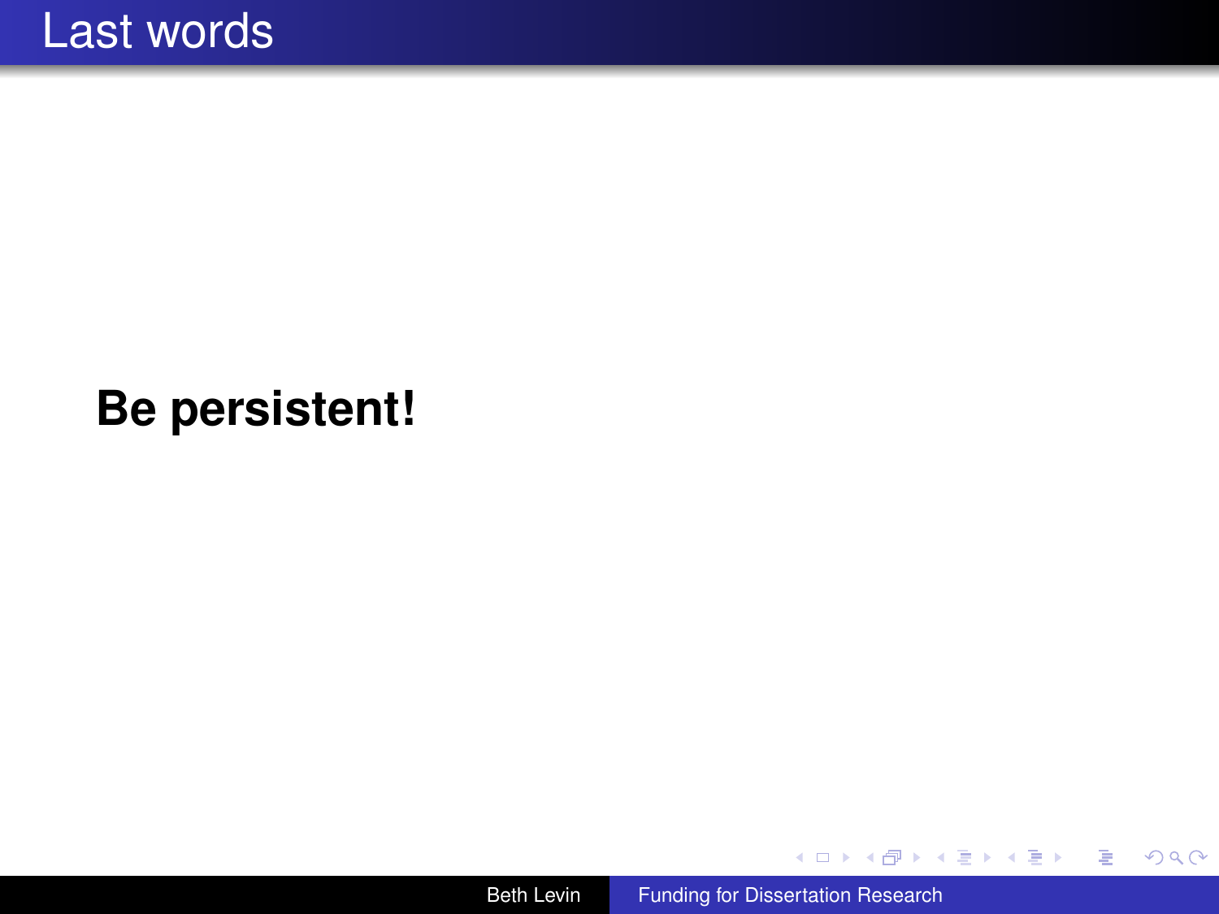# Last words

**Be persistent!**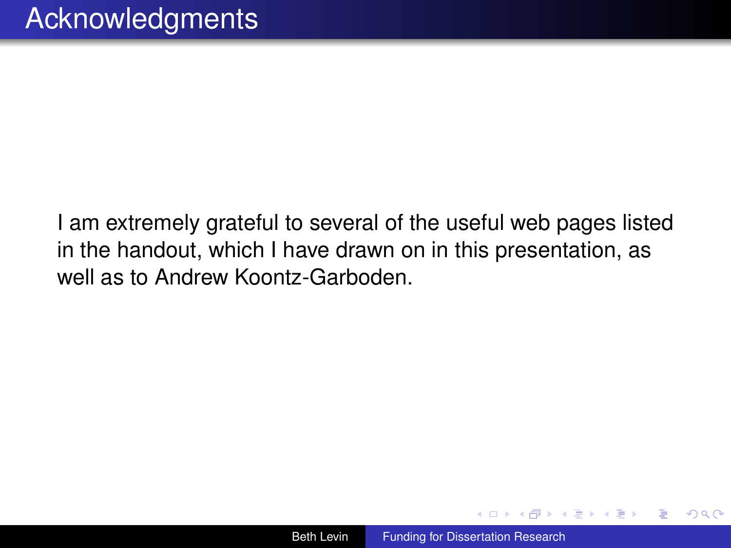# Acknowledgments

I am extremely grateful to several of the useful web pages listed in the handout, which I have drawn on in this presentation, as well as to Andrew Koontz-Garboden.